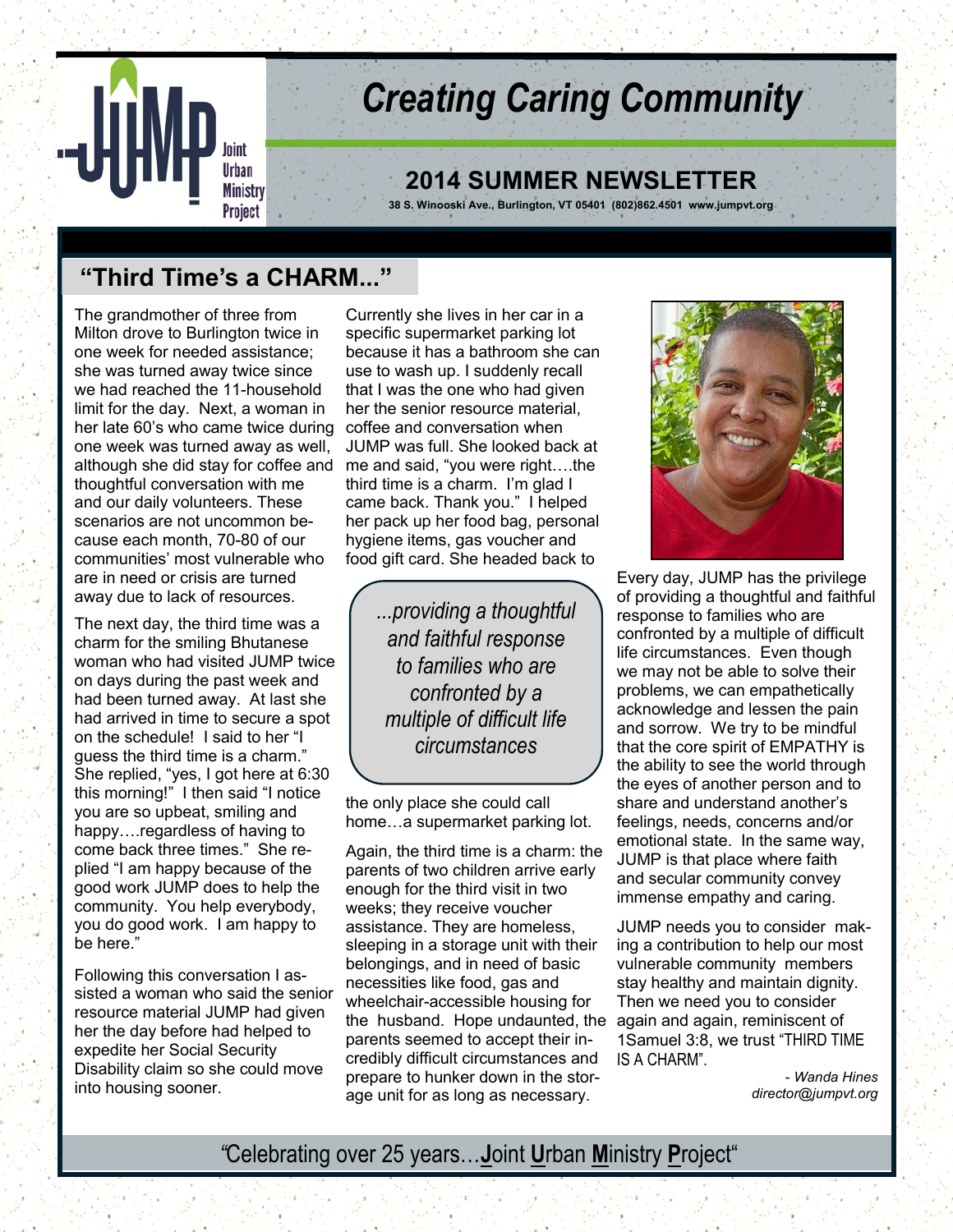# Creating Caring Community

## 2014 SUMMER NEWSLETTER

38 S. Winooski Ave., Burlington, VT 05401 (802)862.4501 www.jumpvt.org

JUMP Joint Urban Ministry Project

## "Third Time's a CHARM..."

The grandmother of three from Milton drove to Burlington twice in one week for needed assistance; she was turned away twice since we had reached the 11-household limit for the day. Next, a woman in her late 60's who came twice during one week was turned away as well, although she did stay for coffee and thoughtful conversation with me and our daily volunteers. These scenarios are not uncommon because each month, 70-80 of our communities' most vulnerable who are in need or crisis are turned away due to lack of resources.

The next day, the third time was a charm for the smiling Bhutanese woman who had visited JUMP twice on days during the past week and had been turned away. At last she had arrived in time to secure a spot on the schedule! I said to her "I guess the third time is a charm." She replied, "yes, I got here at 6:30 this morning!" I then said "I notice you are so upbeat, smiling and happy….regardless of having to come back three times." She replied "I am happy because of the good work JUMP does to help the community. You help everybody, you do good work. I am happy to be here."

Following this conversation I assisted a woman who said the senior resource material JUMP had given her the day before had helped to expedite her Social Security Disability claim so she could move into housing sooner.

Currently she lives in her car in a specific supermarket parking lot because it has a bathroom she can use to wash up. I suddenly recall that I was the one who had given her the senior resource material, coffee and conversation when JUMP was full. She looked back at me and said, "you were right….the third time is a charm. I'm glad I came back. Thank you." I helped her pack up her food bag, personal hygiene items, gas voucher and food gift card. She headed back to the only place she could call home…a supermarket parking lot.

> *...providing a thoughtful and faithful response to families who are confronted by a multiple of difficult life circumstances*

Again, the third time is a charm: the parents of two children arrive early enough for the third visit in two weeks; they receive voucher assistance. They are homeless, sleeping in a storage unit with their belongings, and in need of basic necessities like food, gas and wheelchair-accessible housing for the husband. Hope undaunted, the parents seemed to accept their incredibly difficult circumstances and prepare to hunker down in the storage unit for as long as necessary.

Every day, JUMP has the privilege of providing a thoughtful and faithful response to families who are confronted by a multiple of difficult life circumstances. Even though we may not be able to solve their problems, we can empathetically acknowledge and lessen the pain and sorrow. We try to be mindful that the core spirit of EMPATHY is the ability to see the world through the eyes of another person and to share and understand another's feelings, needs, concerns and/or emotional state. In the same way, JUMP is that place where faith and secular community convey immense empathy and caring.

JUMP needs you to consider making a contribution to help our most vulnerable community members stay healthy and maintain dignity. Then we need you to consider again and again, reminiscent of 1Samuel 3:8, we trust "THIRD TIME IS A CHARM".

*- Wanda Hines*
*director@jumpvt.org*

"Celebrating over 25 years…**J**oint **U**rban **M**inistry **P**roject"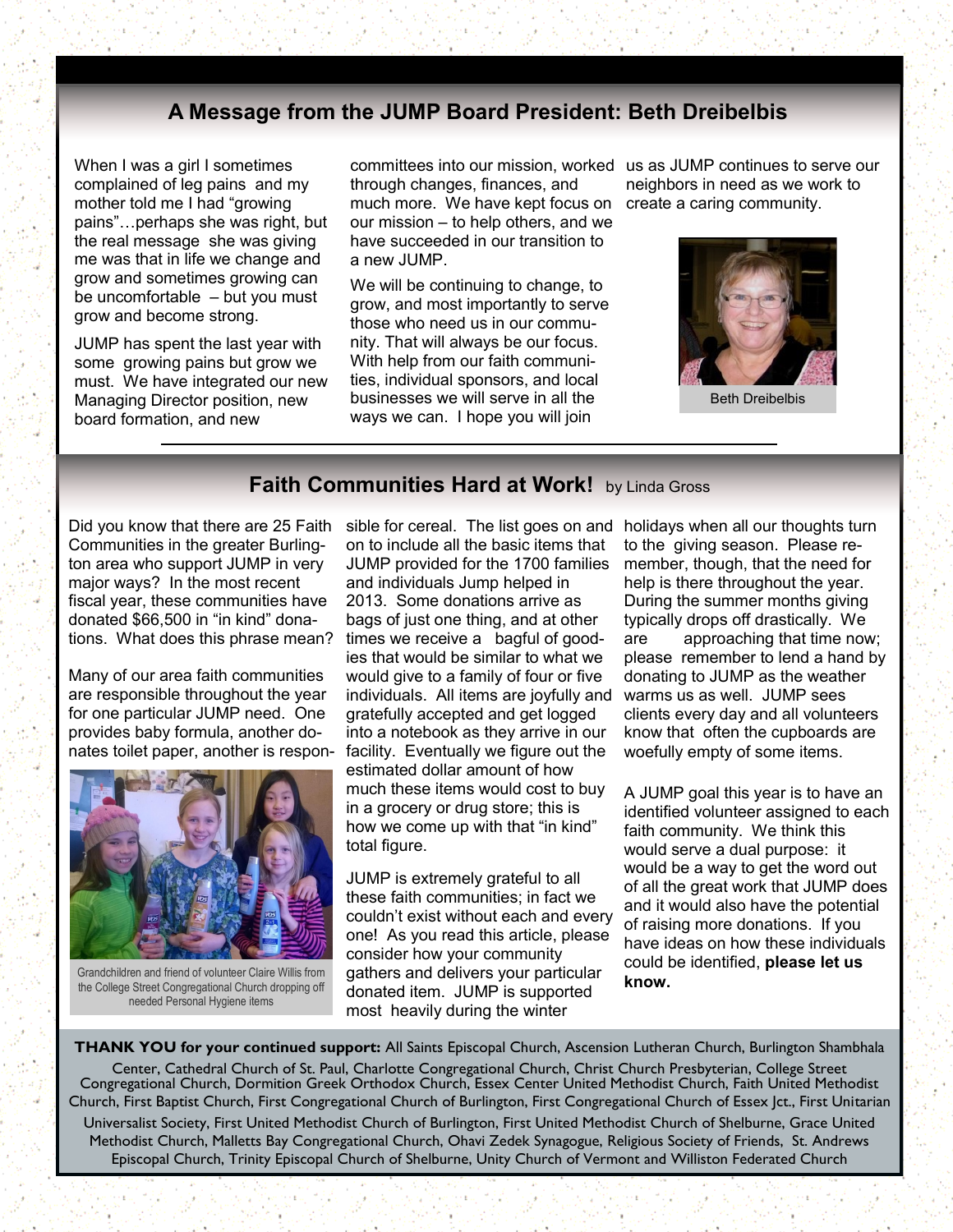## A Message from the JUMP Board President: Beth Dreibelbis

When I was a girl I sometimes complained of leg pains and my mother told me I had "growing pains"…perhaps she was right, but the real message she was giving me was that in life we change and grow and sometimes growing can be uncomfortable – but you must grow and become strong.

JUMP has spent the last year with some growing pains but grow we must. We have integrated our new Managing Director position, new board formation, and new committees into our mission, worked through changes, finances, and much more. We have kept focus on our mission – to help others, and we have succeeded in our transition to a new JUMP.

We will be continuing to change, to grow, and most importantly to serve those who need us in our community. That will always be our focus. With help from our faith communities, individual sponsors, and local businesses we will serve in all the ways we can. I hope you will join us as JUMP continues to serve our neighbors in need as we work to create a caring community.

Beth Dreibelbis

## Faith Communities Hard at Work! by Linda Gross

Did you know that there are 25 Faith Communities in the greater Burlington area who support JUMP in very major ways? In the most recent fiscal year, these communities have donated $66,500 in "in kind" donations. What does this phrase mean?

Many of our area faith communities are responsible throughout the year for one particular JUMP need. One provides baby formula, another donates toilet paper, another is responsible for cereal. The list goes on and on to include all the basic items that JUMP provided for the 1700 families and individuals Jump helped in 2013. Some donations arrive as bags of just one thing, and at other times we receive a bagful of goodies that would be similar to what we would give to a family of four or five individuals. All items are joyfully and gratefully accepted and get logged into a notebook as they arrive in our facility. Eventually we figure out the estimated dollar amount of how much these items would cost to buy in a grocery or drug store; this is how we come up with that "in kind" total figure.

Grandchildren and friend of volunteer Claire Willis from the College Street Congregational Church dropping off needed Personal Hygiene items

JUMP is extremely grateful to all these faith communities; in fact we couldn't exist without each and every one! As you read this article, please consider how your community gathers and delivers your particular donated item. JUMP is supported most heavily during the winter holidays when all our thoughts turn to the giving season. Please remember, though, that the need for help is there throughout the year. During the summer months giving typically drops off drastically. We are approaching that time now; please remember to lend a hand by donating to JUMP as the weather warms us as well. JUMP sees clients every day and all volunteers know that often the cupboards are woefully empty of some items.

A JUMP goal this year is to have an identified volunteer assigned to each faith community. We think this would serve a dual purpose: it would be a way to get the word out of all the great work that JUMP does and it would also have the potential of raising more donations. If you have ideas on how these individuals could be identified, **please let us know.**

**THANK YOU for your continued support:** All Saints Episcopal Church, Ascension Lutheran Church, Burlington Shambhala Center, Cathedral Church of St. Paul, Charlotte Congregational Church, Christ Church Presbyterian, College Street Congregational Church, Dormition Greek Orthodox Church, Essex Center United Methodist Church, Faith United Methodist Church, First Baptist Church, First Congregational Church of Burlington, First Congregational Church of Essex Jct., First Unitarian Universalist Society, First United Methodist Church of Burlington, First United Methodist Church of Shelburne, Grace United Methodist Church, Malletts Bay Congregational Church, Ohavi Zedek Synagogue, Religious Society of Friends, St. Andrews Episcopal Church, Trinity Episcopal Church of Shelburne, Unity Church of Vermont and Williston Federated Church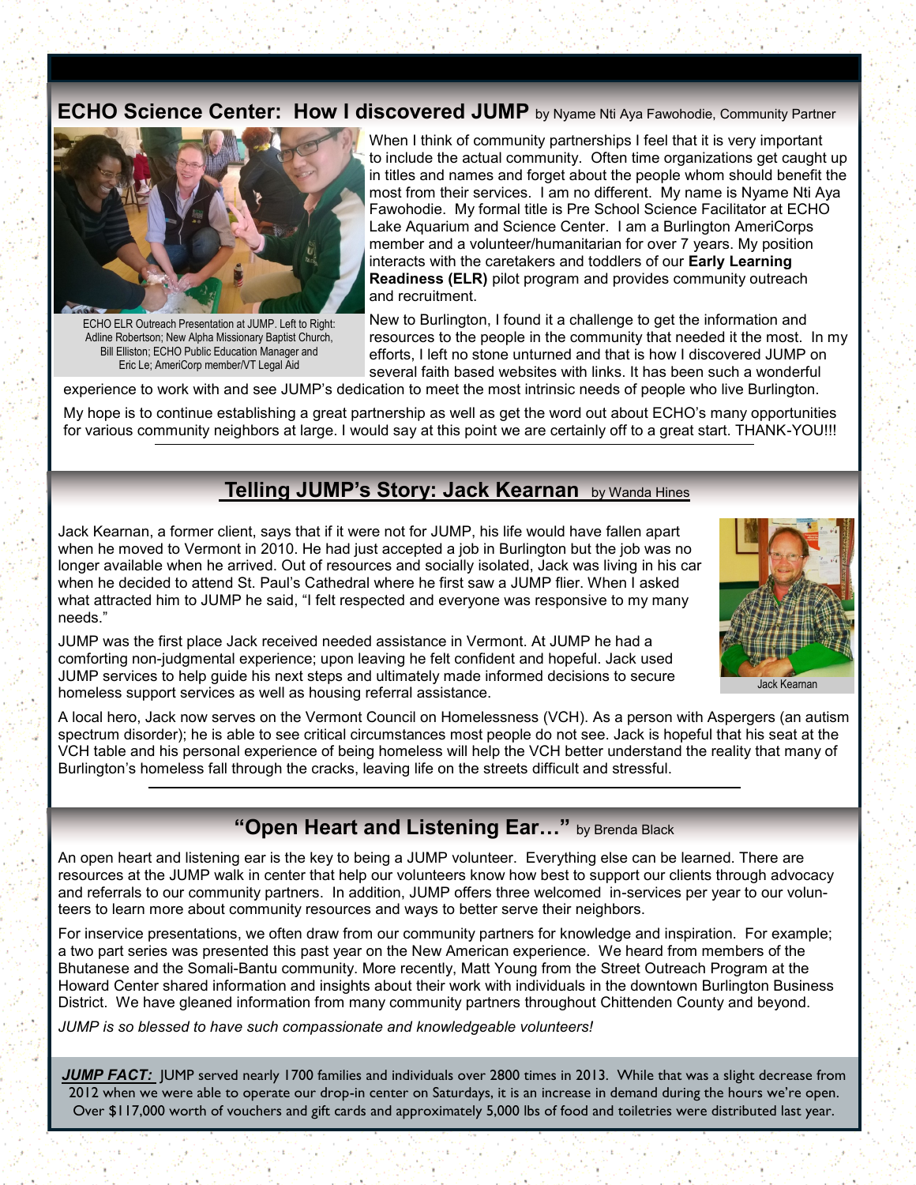## ECHO Science Center: How I discovered JUMP by Nyame Nti Aya Fawohodie, Community Partner

ECHO ELR Outreach Presentation at JUMP. Left to Right: Adline Robertson; New Alpha Missionary Baptist Church, Bill Elliston; ECHO Public Education Manager and Eric Le; AmeriCorp member/VT Legal Aid

When I think of community partnerships I feel that it is very important to include the actual community. Often time organizations get caught up in titles and names and forget about the people whom should benefit the most from their services. I am no different. My name is Nyame Nti Aya Fawohodie. My formal title is Pre School Science Facilitator at ECHO Lake Aquarium and Science Center. I am a Burlington AmeriCorps member and a volunteer/humanitarian for over 7 years. My position interacts with the caretakers and toddlers of our **Early Learning Readiness (ELR)** pilot program and provides community outreach and recruitment.

New to Burlington, I found it a challenge to get the information and resources to the people in the community that needed it the most. In my efforts, I left no stone unturned and that is how I discovered JUMP on several faith based websites with links. It has been such a wonderful experience to work with and see JUMP's dedication to meet the most intrinsic needs of people who live Burlington.

My hope is to continue establishing a great partnership as well as get the word out about ECHO's many opportunities for various community neighbors at large. I would say at this point we are certainly off to a great start. THANK-YOU!!!

## Telling JUMP's Story: Jack Kearnan by Wanda Hines

Jack Kearnan, a former client, says that if it were not for JUMP, his life would have fallen apart when he moved to Vermont in 2010. He had just accepted a job in Burlington but the job was no longer available when he arrived. Out of resources and socially isolated, Jack was living in his car when he decided to attend St. Paul's Cathedral where he first saw a JUMP flier. When I asked what attracted him to JUMP he said, "I felt respected and everyone was responsive to my many needs."

JUMP was the first place Jack received needed assistance in Vermont. At JUMP he had a comforting non-judgmental experience; upon leaving he felt confident and hopeful. Jack used JUMP services to help guide his next steps and ultimately made informed decisions to secure homeless support services as well as housing referral assistance.

Jack Kearnan

A local hero, Jack now serves on the Vermont Council on Homelessness (VCH). As a person with Aspergers (an autism spectrum disorder); he is able to see critical circumstances most people do not see. Jack is hopeful that his seat at the VCH table and his personal experience of being homeless will help the VCH better understand the reality that many of Burlington's homeless fall through the cracks, leaving life on the streets difficult and stressful.

## "Open Heart and Listening Ear…" by Brenda Black

An open heart and listening ear is the key to being a JUMP volunteer. Everything else can be learned. There are resources at the JUMP walk in center that help our volunteers know how best to support our clients through advocacy and referrals to our community partners. In addition, JUMP offers three welcomed in-services per year to our volunteers to learn more about community resources and ways to better serve their neighbors.

For inservice presentations, we often draw from our community partners for knowledge and inspiration. For example; a two part series was presented this past year on the New American experience. We heard from members of the Bhutanese and the Somali-Bantu community. More recently, Matt Young from the Street Outreach Program at the Howard Center shared information and insights about their work with individuals in the downtown Burlington Business District. We have gleaned information from many community partners throughout Chittenden County and beyond.

*JUMP is so blessed to have such compassionate and knowledgeable volunteers!*

***JUMP FACT:*** JUMP served nearly 1700 families and individuals over 2800 times in 2013. While that was a slight decrease from 2012 when we were able to operate our drop-in center on Saturdays, it is an increase in demand during the hours we're open. Over $117,000 worth of vouchers and gift cards and approximately 5,000 lbs of food and toiletries were distributed last year.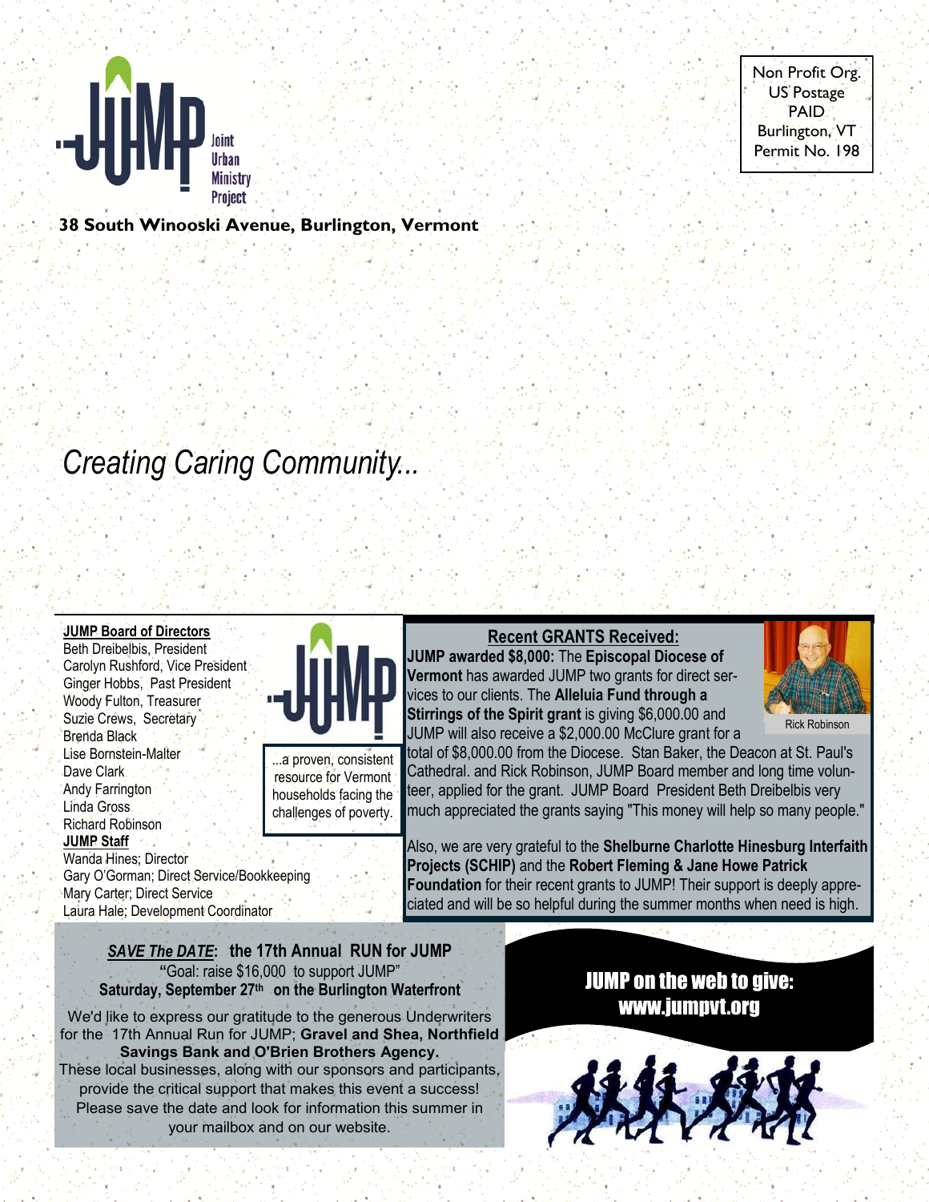JUMP
Joint Urban Ministry Project

**38 South Winooski Avenue, Burlington, Vermont**

Non Profit Org.
US Postage
PAID
Burlington, VT
Permit No. 198

*Creating Caring Community...*

**JUMP Board of Directors**

Beth Dreibelbis, President
Carolyn Rushford, Vice President
Ginger Hobbs, Past President
Woody Fulton, Treasurer
Suzie Crews, Secretary
Brenda Black
Lise Bornstein-Malter
Dave Clark
Andy Farrington
Linda Gross
Richard Robinson

**JUMP Staff**

Wanda Hines; Director
Gary O'Gorman; Direct Service/Bookkeeping
Mary Carter; Direct Service
Laura Hale; Development Coordinator

...a proven, consistent resource for Vermont households facing the challenges of poverty.

## Recent GRANTS Received:

**JUMP awarded $8,000:** The **Episcopal Diocese of Vermont** has awarded JUMP two grants for direct services to our clients. The **Alleluia Fund through a Stirrings of the Spirit grant** is giving $6,000.00 and JUMP will also receive a $2,000.00 McClure grant for a total of $8,000.00 from the Diocese. Stan Baker, the Deacon at St. Paul's Cathedral. and Rick Robinson, JUMP Board member and long time volunteer, applied for the grant. JUMP Board President Beth Dreibelbis very much appreciated the grants saying "This money will help so many people."

Rick Robinson

Also, we are very grateful to the **Shelburne Charlotte Hinesburg Interfaith Projects (SCHIP)** and the **Robert Fleming & Jane Howe Patrick Foundation** for their recent grants to JUMP! Their support is deeply appreciated and will be so helpful during the summer months when need is high.

***SAVE The DATE*: the 17th Annual RUN for JUMP**
"Goal: raise $16,000 to support JUMP"
**Saturday, September 27th on the Burlington Waterfront**

We'd like to express our gratitude to the generous Underwriters for the 17th Annual Run for JUMP; **Gravel and Shea, Northfield Savings Bank and O'Brien Brothers Agency.**
These local businesses, along with our sponsors and participants, provide the critical support that makes this event a success! Please save the date and look for information this summer in your mailbox and on our website.

**JUMP on the web to give: www.jumpvt.org**